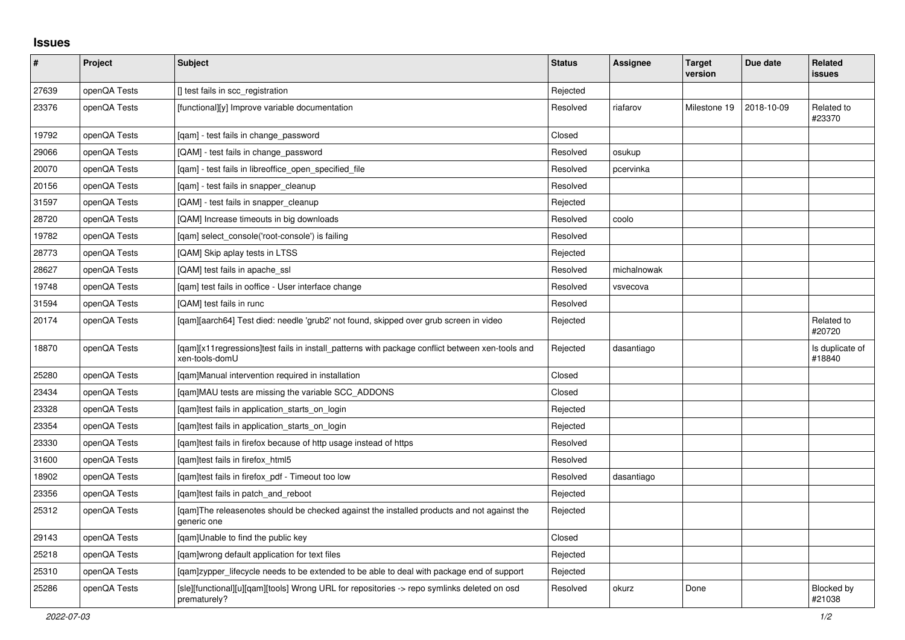## Issues

| # | Project | Subject | Status | Assignee | Target version | Due date | Related issues |
|---|---|---|---|---|---|---|---|
| 27639 | openQA Tests | [] test fails in scc_registration | Rejected | | | | |
| 23376 | openQA Tests | [functional][y] Improve variable documentation | Resolved | riafarov | Milestone 19 | 2018-10-09 | Related to #23370 |
| 19792 | openQA Tests | [qam] - test fails in change_password | Closed | | | | |
| 29066 | openQA Tests | [QAM] - test fails in change_password | Resolved | osukup | | | |
| 20070 | openQA Tests | [qam] - test fails in libreoffice_open_specified_file | Resolved | pcervinka | | | |
| 20156 | openQA Tests | [qam] - test fails in snapper_cleanup | Resolved | | | | |
| 31597 | openQA Tests | [QAM] - test fails in snapper_cleanup | Rejected | | | | |
| 28720 | openQA Tests | [QAM] Increase timeouts in big downloads | Resolved | coolo | | | |
| 19782 | openQA Tests | [qam] select_console('root-console') is failing | Resolved | | | | |
| 28773 | openQA Tests | [QAM] Skip aplay tests in LTSS | Rejected | | | | |
| 28627 | openQA Tests | [QAM] test fails in apache_ssl | Resolved | michalnowak | | | |
| 19748 | openQA Tests | [qam] test fails in ooffice - User interface change | Resolved | vsvecova | | | |
| 31594 | openQA Tests | [QAM] test fails in runc | Resolved | | | | |
| 20174 | openQA Tests | [qam][aarch64] Test died: needle 'grub2' not found, skipped over grub screen in video | Rejected | | | | Related to #20720 |
| 18870 | openQA Tests | [qam][x11regressions]test fails in install_patterns with package conflict between xen-tools and xen-tools-domU | Rejected | dasantiago | | | Is duplicate of #18840 |
| 25280 | openQA Tests | [qam]Manual intervention required in installation | Closed | | | | |
| 23434 | openQA Tests | [qam]MAU tests are missing the variable SCC_ADDONS | Closed | | | | |
| 23328 | openQA Tests | [qam]test fails in application_starts_on_login | Rejected | | | | |
| 23354 | openQA Tests | [qam]test fails in application_starts_on_login | Rejected | | | | |
| 23330 | openQA Tests | [qam]test fails in firefox because of http usage instead of https | Resolved | | | | |
| 31600 | openQA Tests | [qam]test fails in firefox_html5 | Resolved | | | | |
| 18902 | openQA Tests | [qam]test fails in firefox_pdf - Timeout too low | Resolved | dasantiago | | | |
| 23356 | openQA Tests | [qam]test fails in patch_and_reboot | Rejected | | | | |
| 25312 | openQA Tests | [qam]The releasenotes should be checked against the installed products and not against the generic one | Rejected | | | | |
| 29143 | openQA Tests | [qam]Unable to find the public key | Closed | | | | |
| 25218 | openQA Tests | [qam]wrong default application for text files | Rejected | | | | |
| 25310 | openQA Tests | [qam]zypper_lifecycle needs to be extended to be able to deal with package end of support | Rejected | | | | |
| 25286 | openQA Tests | [sle][functional][u][qam][tools] Wrong URL for repositories -> repo symlinks deleted on osd prematurely? | Resolved | okurz | Done | | Blocked by #21038 |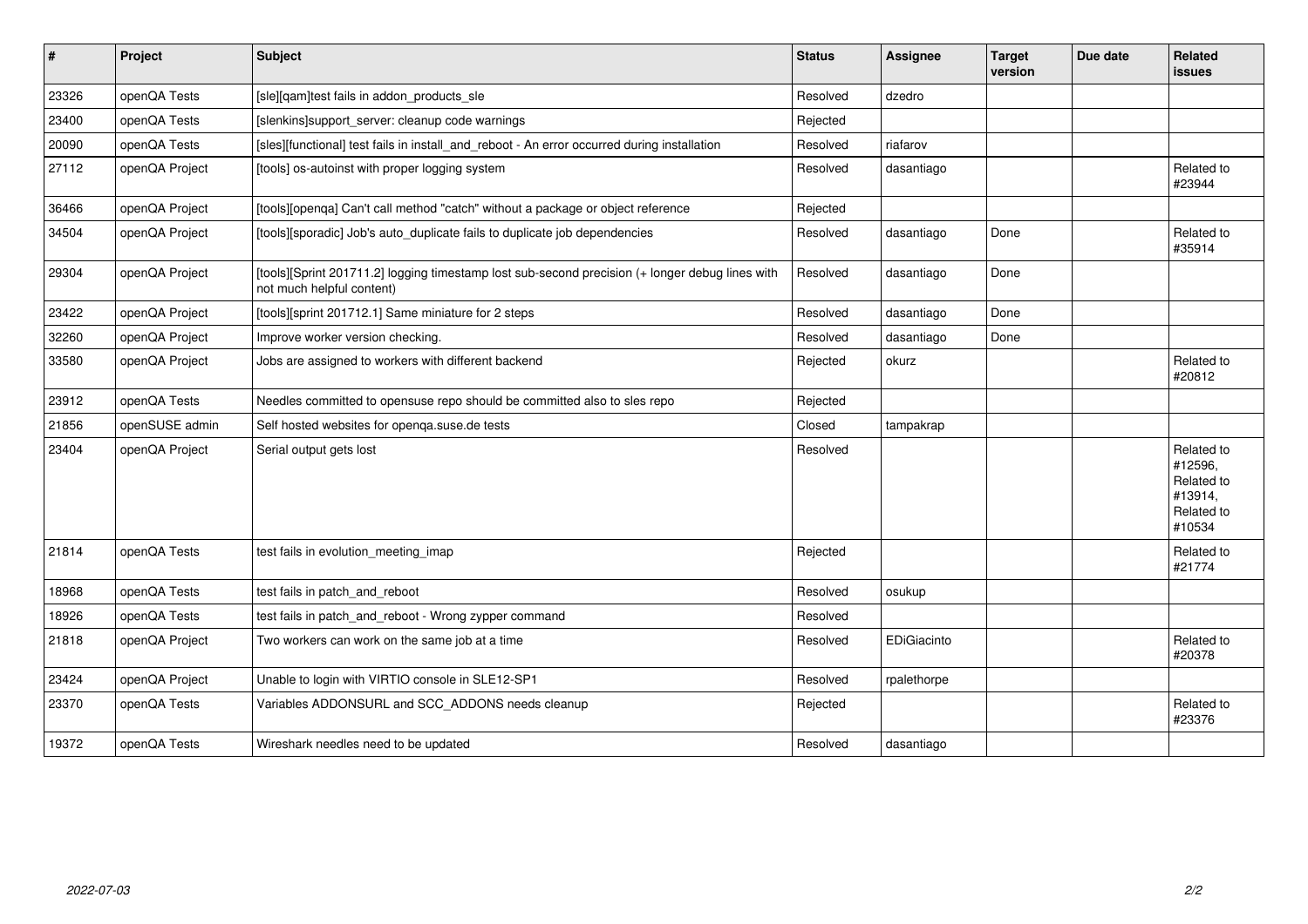| # | Project | Subject | Status | Assignee | Target version | Due date | Related issues |
|---|---|---|---|---|---|---|---|
| 23326 | openQA Tests | [sle][qam]test fails in addon_products_sle | Resolved | dzedro | | | |
| 23400 | openQA Tests | [slenkins]support_server: cleanup code warnings | Rejected | | | | |
| 20090 | openQA Tests | [sles][functional] test fails in install_and_reboot - An error occurred during installation | Resolved | riafarov | | | |
| 27112 | openQA Project | [tools] os-autoinst with proper logging system | Resolved | dasantiago | | | Related to #23944 |
| 36466 | openQA Project | [tools][openqa] Can't call method "catch" without a package or object reference | Rejected | | | | |
| 34504 | openQA Project | [tools][sporadic] Job's auto_duplicate fails to duplicate job dependencies | Resolved | dasantiago | Done | | Related to #35914 |
| 29304 | openQA Project | [tools][Sprint 201711.2] logging timestamp lost sub-second precision (+ longer debug lines with not much helpful content) | Resolved | dasantiago | Done | | |
| 23422 | openQA Project | [tools][sprint 201712.1] Same miniature for 2 steps | Resolved | dasantiago | Done | | |
| 32260 | openQA Project | Improve worker version checking. | Resolved | dasantiago | Done | | |
| 33580 | openQA Project | Jobs are assigned to workers with different backend | Rejected | okurz | | | Related to #20812 |
| 23912 | openQA Tests | Needles committed to opensuse repo should be committed also to sles repo | Rejected | | | | |
| 21856 | openSUSE admin | Self hosted websites for openqa.suse.de tests | Closed | tampakrap | | | |
| 23404 | openQA Project | Serial output gets lost | Resolved | | | | Related to #12596, Related to #13914, Related to #10534 |
| 21814 | openQA Tests | test fails in evolution_meeting_imap | Rejected | | | | Related to #21774 |
| 18968 | openQA Tests | test fails in patch_and_reboot | Resolved | osukup | | | |
| 18926 | openQA Tests | test fails in patch_and_reboot - Wrong zypper command | Resolved | | | | |
| 21818 | openQA Project | Two workers can work on the same job at a time | Resolved | EDiGiacinto | | | Related to #20378 |
| 23424 | openQA Project | Unable to login with VIRTIO console in SLE12-SP1 | Resolved | rpalethorpe | | | |
| 23370 | openQA Tests | Variables ADDONSURL and SCC_ADDONS needs cleanup | Rejected | | | | Related to #23376 |
| 19372 | openQA Tests | Wireshark needles need to be updated | Resolved | dasantiago | | | |